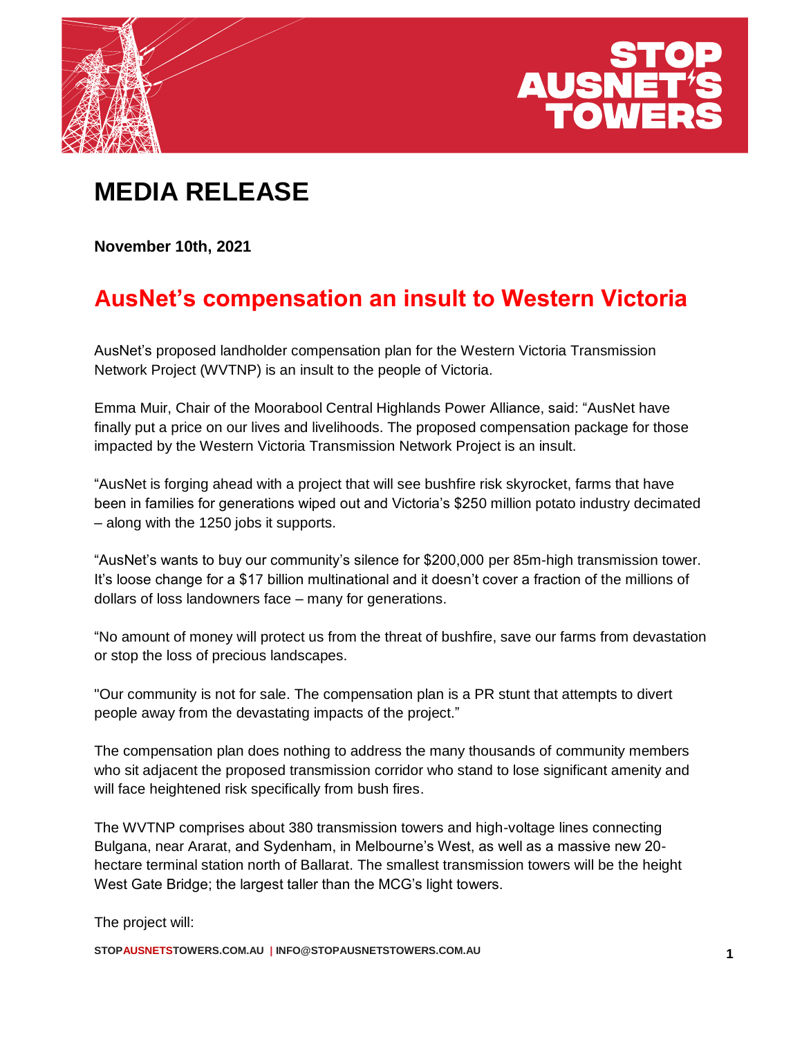# MEDIA RELEASE

**November 10th, 2021**

## AusNet's compensation an insult to Western Victoria

AusNet's proposed landholder compensation plan for the Western Victoria Transmission Network Project (WVTNP) is an insult to the people of Victoria.

Emma Muir, Chair of the Moorabool Central Highlands Power Alliance, said: "AusNet have finally put a price on our lives and livelihoods. The proposed compensation package for those impacted by the Western Victoria Transmission Network Project is an insult.

"AusNet is forging ahead with a project that will see bushfire risk skyrocket, farms that have been in families for generations wiped out and Victoria's $250 million potato industry decimated – along with the 1250 jobs it supports.

"AusNet's wants to buy our community's silence for $200,000 per 85m-high transmission tower. It's loose change for a $17 billion multinational and it doesn't cover a fraction of the millions of dollars of loss landowners face – many for generations.

"No amount of money will protect us from the threat of bushfire, save our farms from devastation or stop the loss of precious landscapes.

"Our community is not for sale. The compensation plan is a PR stunt that attempts to divert people away from the devastating impacts of the project."

The compensation plan does nothing to address the many thousands of community members who sit adjacent the proposed transmission corridor who stand to lose significant amenity and will face heightened risk specifically from bush fires.

The WVTNP comprises about 380 transmission towers and high-voltage lines connecting Bulgana, near Ararat, and Sydenham, in Melbourne's West, as well as a massive new 20-hectare terminal station north of Ballarat. The smallest transmission towers will be the height West Gate Bridge; the largest taller than the MCG's light towers.

The project will: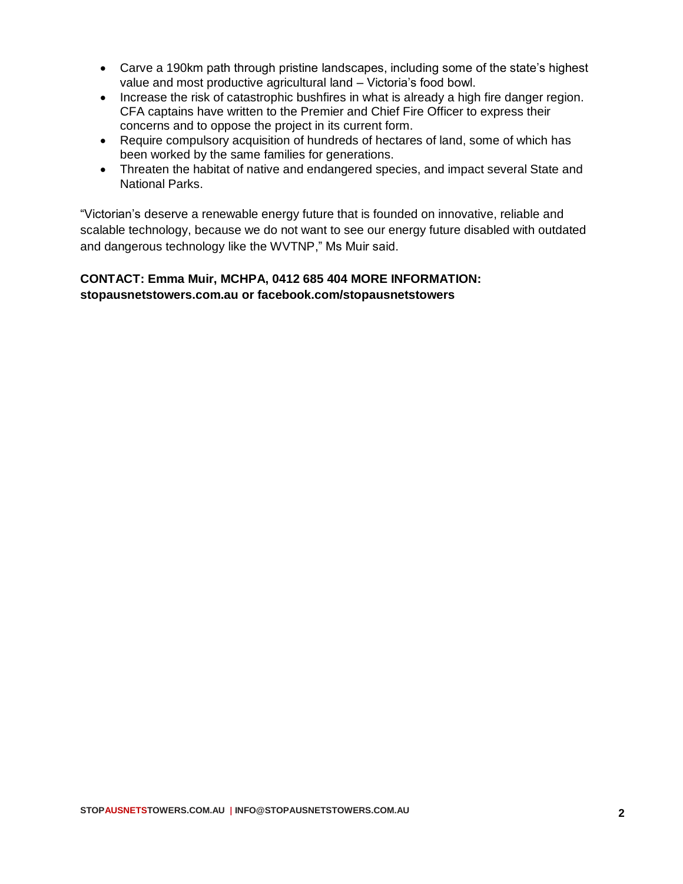- Carve a 190km path through pristine landscapes, including some of the state's highest value and most productive agricultural land – Victoria's food bowl.
- Increase the risk of catastrophic bushfires in what is already a high fire danger region. CFA captains have written to the Premier and Chief Fire Officer to express their concerns and to oppose the project in its current form.
- Require compulsory acquisition of hundreds of hectares of land, some of which has been worked by the same families for generations.
- Threaten the habitat of native and endangered species, and impact several State and National Parks.

"Victorian's deserve a renewable energy future that is founded on innovative, reliable and scalable technology, because we do not want to see our energy future disabled with outdated and dangerous technology like the WVTNP," Ms Muir said.

**CONTACT: Emma Muir, MCHPA, 0412 685 404 MORE INFORMATION: stopausnetstowers.com.au or facebook.com/stopausnetstowers**